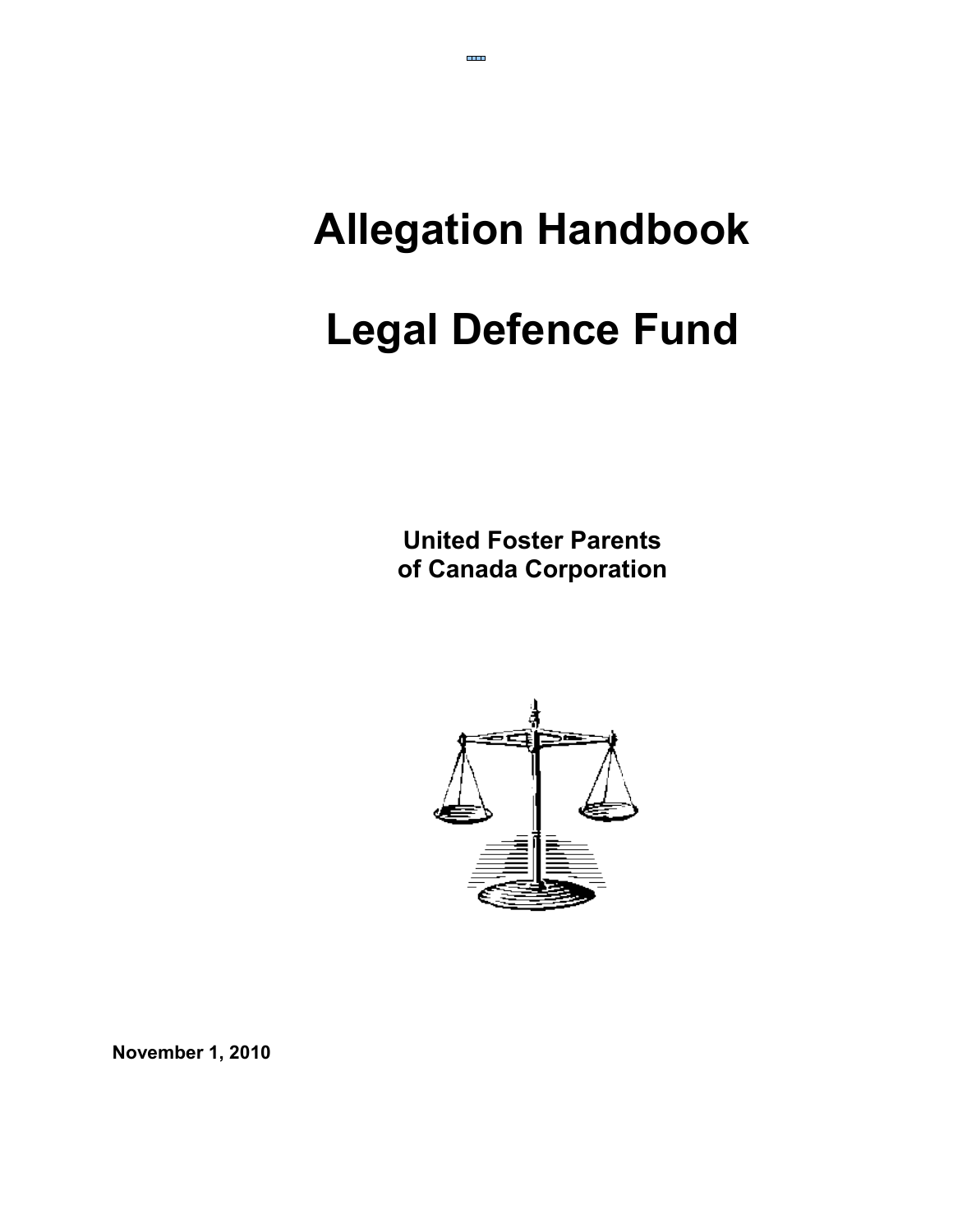# Allegation Handbook

# Legal Defence Fund

**United Foster Parents**
**of Canada Corporation**

**November 1, 2010**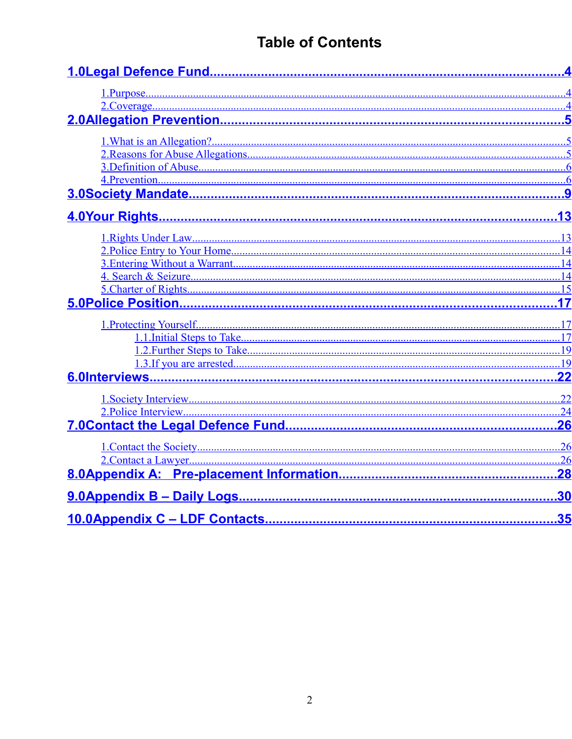# Table of Contents

**1.0Legal Defence Fund....................................................................................4**

- 1.Purpose.....................................................................................................4
- 2.Coverage...................................................................................................4

**2.0Allegation Prevention...............................................................................5**

- 1.What is an Allegation?..............................................................................5
- 2.Reasons for Abuse Allegations..................................................................5
- 3.Definition of Abuse....................................................................................6
- 4.Prevention.................................................................................................6

**3.0Society Mandate......................................................................................9**

**4.0Your Rights............................................................................................13**

- 1.Rights Under Law....................................................................................13
- 2.Police Entry to Your Home.......................................................................14
- 3.Entering Without a Warrant......................................................................14
- 4. Search & Seizure....................................................................................14
- 5.Charter of Rights......................................................................................15

**5.0Police Position........................................................................................17**

- 1.Protecting Yourself...................................................................................17
  - 1.1.Initial Steps to Take...........................................................................17
  - 1.2.Further Steps to Take........................................................................19
  - 1.3.If you are arrested..............................................................................19

**6.0Interviews...............................................................................................22**

- 1.Society Interview.....................................................................................22
- 2.Police Interview.......................................................................................24

**7.0Contact the Legal Defence Fund............................................................26**

- 1.Contact the Society..................................................................................26
- 2.Contact a Lawyer.....................................................................................26

**8.0Appendix A: Pre-placement Information.................................................28**

**9.0Appendix B – Daily Logs.........................................................................30**

**10.0Appendix C – LDF Contacts..................................................................35**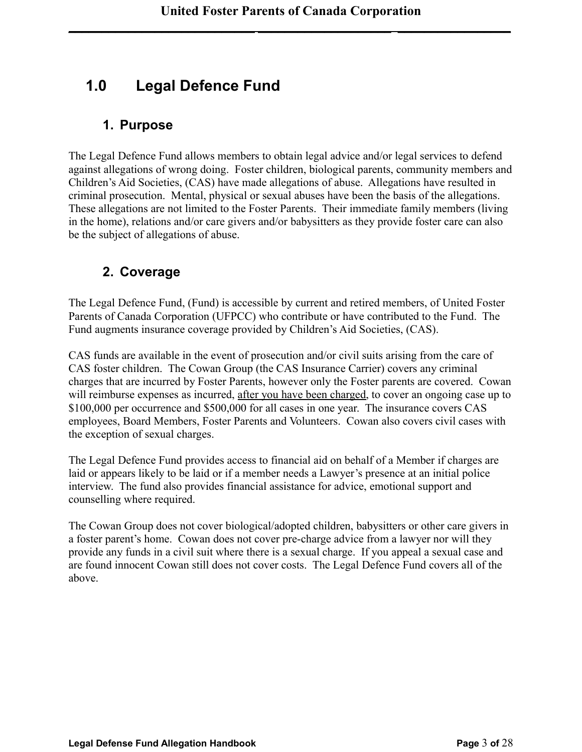# 1.0 Legal Defence Fund

## 1. Purpose

The Legal Defence Fund allows members to obtain legal advice and/or legal services to defend against allegations of wrong doing. Foster children, biological parents, community members and Children's Aid Societies, (CAS) have made allegations of abuse. Allegations have resulted in criminal prosecution. Mental, physical or sexual abuses have been the basis of the allegations. These allegations are not limited to the Foster Parents. Their immediate family members (living in the home), relations and/or care givers and/or babysitters as they provide foster care can also be the subject of allegations of abuse.

## 2. Coverage

The Legal Defence Fund, (Fund) is accessible by current and retired members, of United Foster Parents of Canada Corporation (UFPCC) who contribute or have contributed to the Fund. The Fund augments insurance coverage provided by Children's Aid Societies, (CAS).

CAS funds are available in the event of prosecution and/or civil suits arising from the care of CAS foster children. The Cowan Group (the CAS Insurance Carrier) covers any criminal charges that are incurred by Foster Parents, however only the Foster parents are covered. Cowan will reimburse expenses as incurred, <u>after you have been charged</u>, to cover an ongoing case up to $100,000 per occurrence and $500,000 for all cases in one year. The insurance covers CAS employees, Board Members, Foster Parents and Volunteers. Cowan also covers civil cases with the exception of sexual charges.

The Legal Defence Fund provides access to financial aid on behalf of a Member if charges are laid or appears likely to be laid or if a member needs a Lawyer's presence at an initial police interview. The fund also provides financial assistance for advice, emotional support and counselling where required.

The Cowan Group does not cover biological/adopted children, babysitters or other care givers in a foster parent's home. Cowan does not cover pre-charge advice from a lawyer nor will they provide any funds in a civil suit where there is a sexual charge. If you appeal a sexual case and are found innocent Cowan still does not cover costs. The Legal Defence Fund covers all of the above.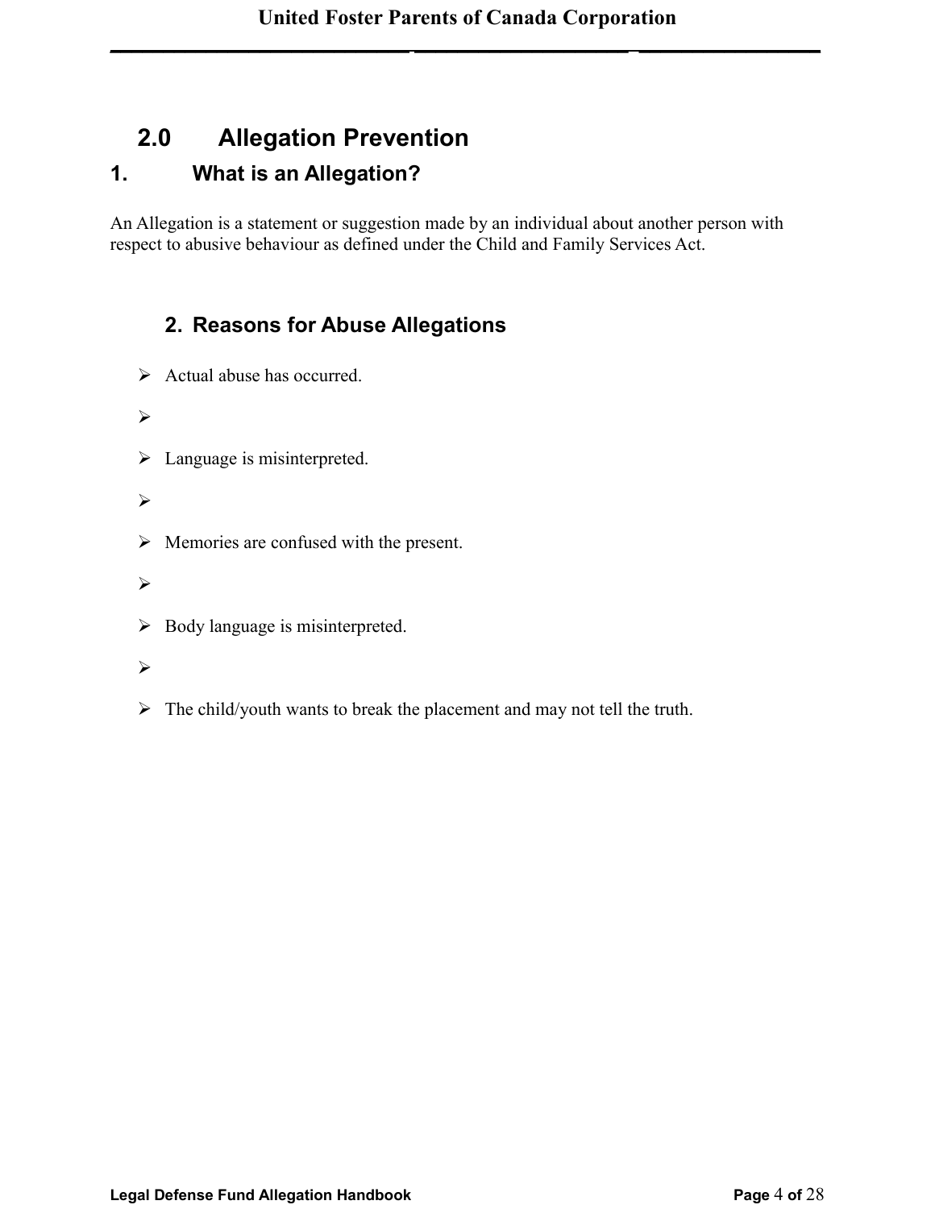## 2.0 Allegation Prevention

### 1. What is an Allegation?

An Allegation is a statement or suggestion made by an individual about another person with respect to abusive behaviour as defined under the Child and Family Services Act.

### 2. Reasons for Abuse Allegations

- Actual abuse has occurred.
- Language is misinterpreted.
- Memories are confused with the present.
- Body language is misinterpreted.
- The child/youth wants to break the placement and may not tell the truth.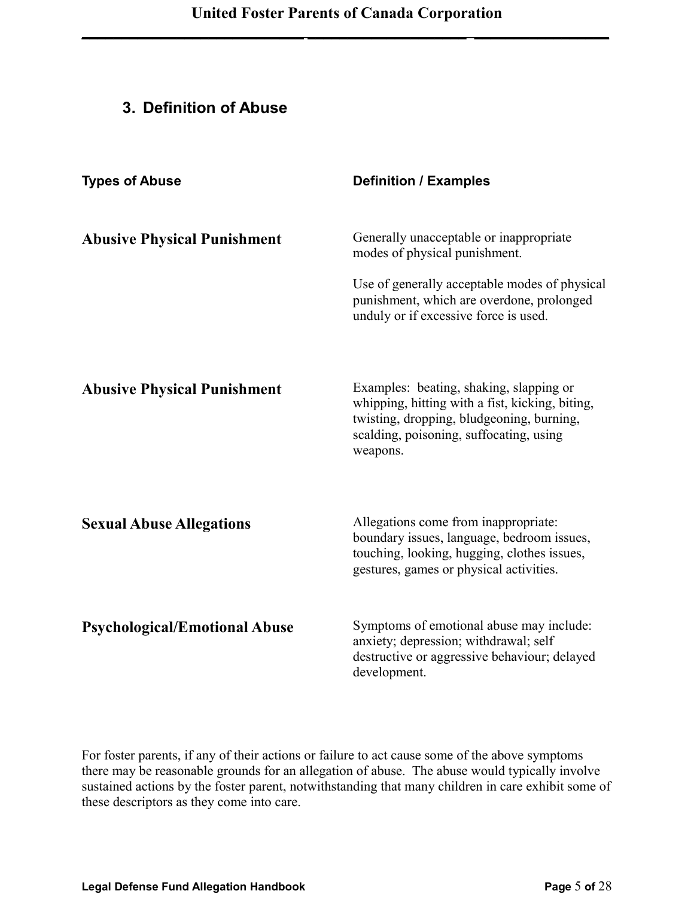## 3. Definition of Abuse

| Types of Abuse | Definition / Examples |
|---|---|
| **Abusive Physical Punishment** | Generally unacceptable or inappropriate modes of physical punishment.<br><br>Use of generally acceptable modes of physical punishment, which are overdone, prolonged unduly or if excessive force is used. |
| **Abusive Physical Punishment** | Examples: beating, shaking, slapping or whipping, hitting with a fist, kicking, biting, twisting, dropping, bludgeoning, burning, scalding, poisoning, suffocating, using weapons. |
| **Sexual Abuse Allegations** | Allegations come from inappropriate: boundary issues, language, bedroom issues, touching, looking, hugging, clothes issues, gestures, games or physical activities. |
| **Psychological/Emotional Abuse** | Symptoms of emotional abuse may include: anxiety; depression; withdrawal; self destructive or aggressive behaviour; delayed development. |

For foster parents, if any of their actions or failure to act cause some of the above symptoms there may be reasonable grounds for an allegation of abuse. The abuse would typically involve sustained actions by the foster parent, notwithstanding that many children in care exhibit some of these descriptors as they come into care.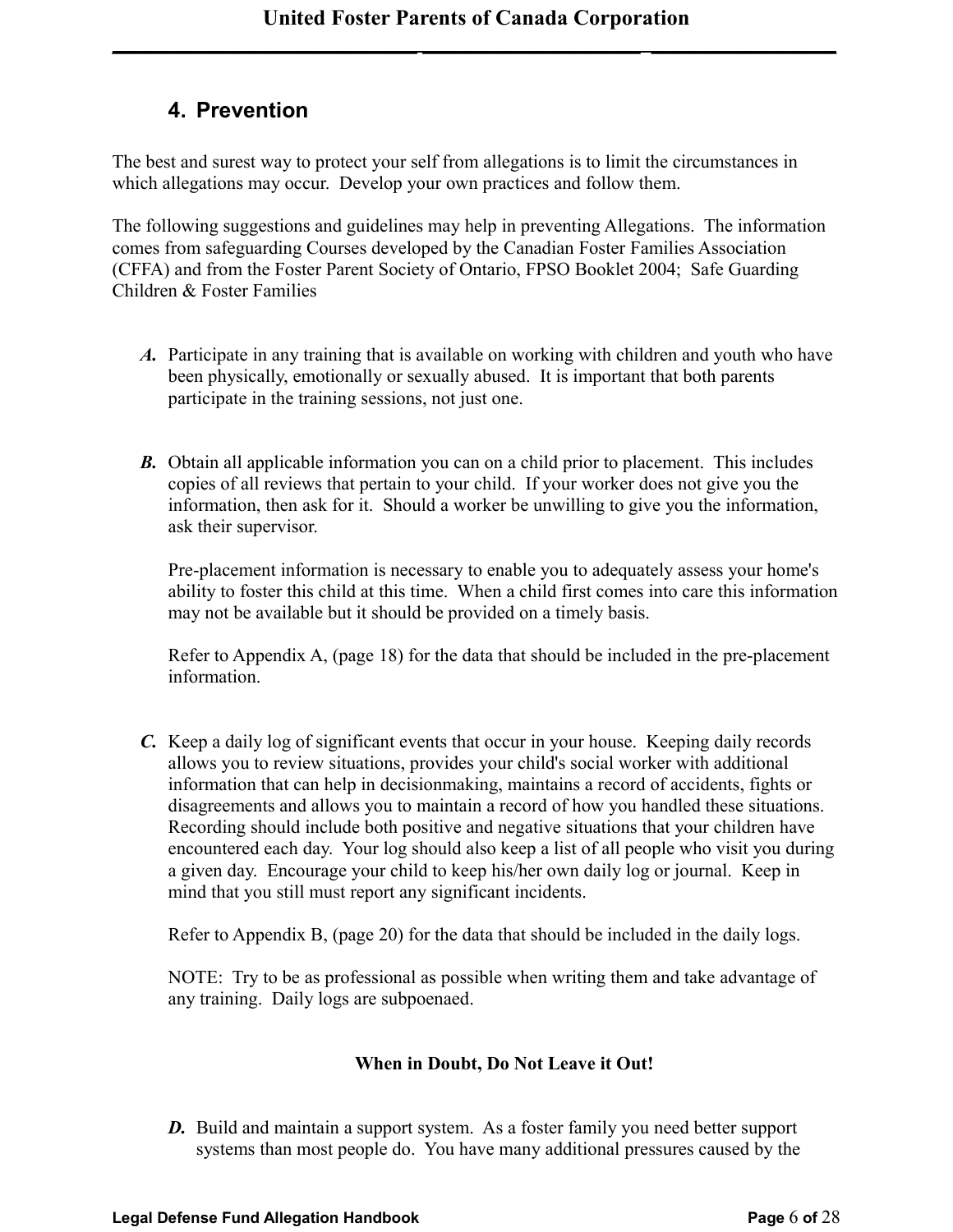## 4. Prevention

The best and surest way to protect your self from allegations is to limit the circumstances in which allegations may occur. Develop your own practices and follow them.

The following suggestions and guidelines may help in preventing Allegations. The information comes from safeguarding Courses developed by the Canadian Foster Families Association (CFFA) and from the Foster Parent Society of Ontario, FPSO Booklet 2004; Safe Guarding Children & Foster Families

***A.*** Participate in any training that is available on working with children and youth who have been physically, emotionally or sexually abused. It is important that both parents participate in the training sessions, not just one.

***B.*** Obtain all applicable information you can on a child prior to placement. This includes copies of all reviews that pertain to your child. If your worker does not give you the information, then ask for it. Should a worker be unwilling to give you the information, ask their supervisor.

Pre-placement information is necessary to enable you to adequately assess your home's ability to foster this child at this time. When a child first comes into care this information may not be available but it should be provided on a timely basis.

Refer to Appendix A, (page 18) for the data that should be included in the pre-placement information.

***C.*** Keep a daily log of significant events that occur in your house. Keeping daily records allows you to review situations, provides your child's social worker with additional information that can help in decisionmaking, maintains a record of accidents, fights or disagreements and allows you to maintain a record of how you handled these situations. Recording should include both positive and negative situations that your children have encountered each day. Your log should also keep a list of all people who visit you during a given day. Encourage your child to keep his/her own daily log or journal. Keep in mind that you still must report any significant incidents.

Refer to Appendix B, (page 20) for the data that should be included in the daily logs.

NOTE: Try to be as professional as possible when writing them and take advantage of any training. Daily logs are subpoenaed.

**When in Doubt, Do Not Leave it Out!**

***D.*** Build and maintain a support system. As a foster family you need better support systems than most people do. You have many additional pressures caused by the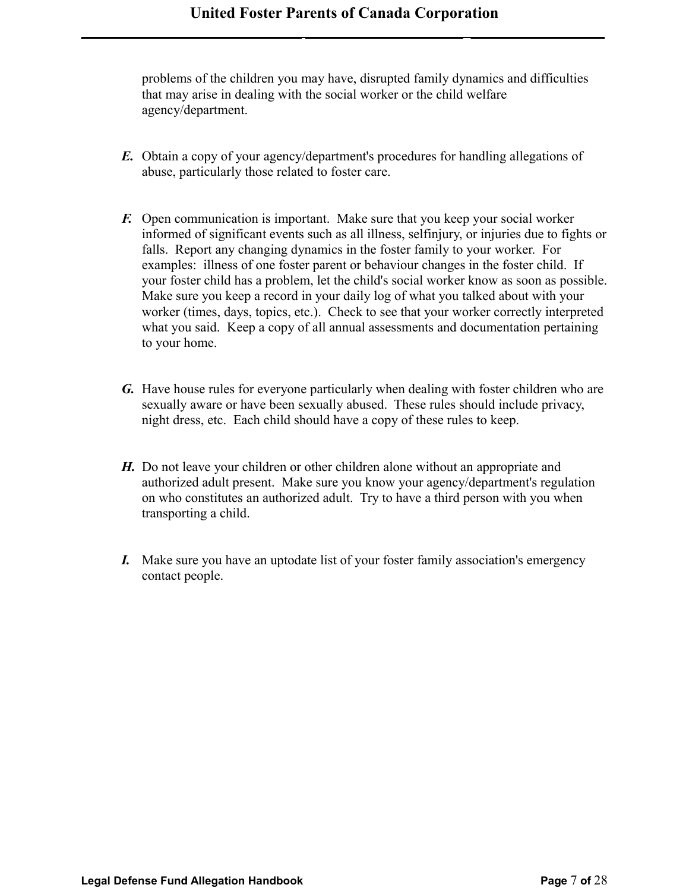problems of the children you may have, disrupted family dynamics and difficulties that may arise in dealing with the social worker or the child welfare agency/department.

***E.*** Obtain a copy of your agency/department's procedures for handling allegations of abuse, particularly those related to foster care.

***F.*** Open communication is important. Make sure that you keep your social worker informed of significant events such as all illness, selfinjury, or injuries due to fights or falls. Report any changing dynamics in the foster family to your worker. For examples: illness of one foster parent or behaviour changes in the foster child. If your foster child has a problem, let the child's social worker know as soon as possible. Make sure you keep a record in your daily log of what you talked about with your worker (times, days, topics, etc.). Check to see that your worker correctly interpreted what you said. Keep a copy of all annual assessments and documentation pertaining to your home.

***G.*** Have house rules for everyone particularly when dealing with foster children who are sexually aware or have been sexually abused. These rules should include privacy, night dress, etc. Each child should have a copy of these rules to keep.

***H.*** Do not leave your children or other children alone without an appropriate and authorized adult present. Make sure you know your agency/department's regulation on who constitutes an authorized adult. Try to have a third person with you when transporting a child.

***I.*** Make sure you have an uptodate list of your foster family association's emergency contact people.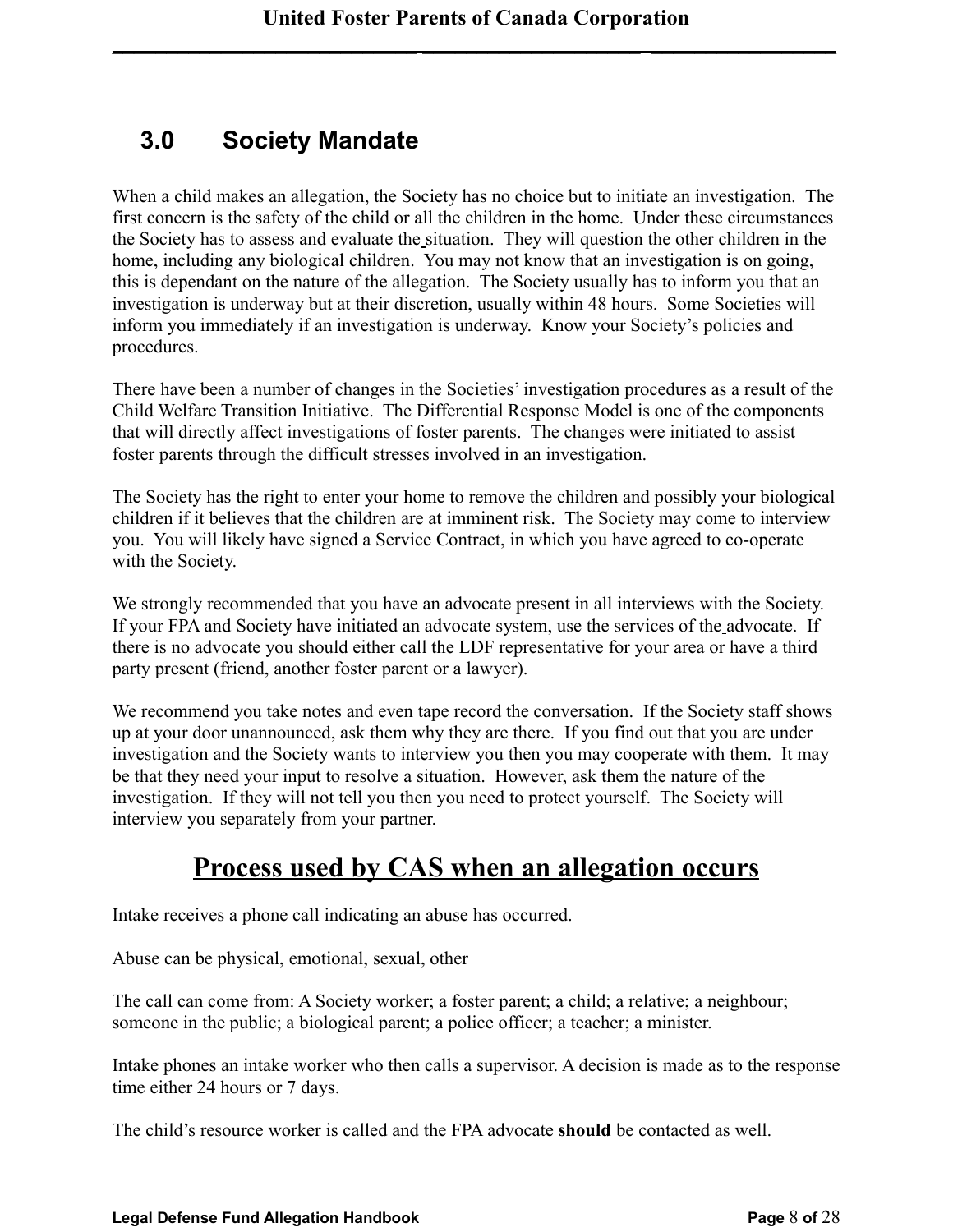## 3.0 Society Mandate

When a child makes an allegation, the Society has no choice but to initiate an investigation. The first concern is the safety of the child or all the children in the home. Under these circumstances the Society has to assess and evaluate the situation. They will question the other children in the home, including any biological children. You may not know that an investigation is on going, this is dependant on the nature of the allegation. The Society usually has to inform you that an investigation is underway but at their discretion, usually within 48 hours. Some Societies will inform you immediately if an investigation is underway. Know your Society's policies and procedures.

There have been a number of changes in the Societies' investigation procedures as a result of the Child Welfare Transition Initiative. The Differential Response Model is one of the components that will directly affect investigations of foster parents. The changes were initiated to assist foster parents through the difficult stresses involved in an investigation.

The Society has the right to enter your home to remove the children and possibly your biological children if it believes that the children are at imminent risk. The Society may come to interview you. You will likely have signed a Service Contract, in which you have agreed to co-operate with the Society.

We strongly recommended that you have an advocate present in all interviews with the Society. If your FPA and Society have initiated an advocate system, use the services of the advocate. If there is no advocate you should either call the LDF representative for your area or have a third party present (friend, another foster parent or a lawyer).

We recommend you take notes and even tape record the conversation. If the Society staff shows up at your door unannounced, ask them why they are there. If you find out that you are under investigation and the Society wants to interview you then you may cooperate with them. It may be that they need your input to resolve a situation. However, ask them the nature of the investigation. If they will not tell you then you need to protect yourself. The Society will interview you separately from your partner.

# Process used by CAS when an allegation occurs

Intake receives a phone call indicating an abuse has occurred.

Abuse can be physical, emotional, sexual, other

The call can come from: A Society worker; a foster parent; a child; a relative; a neighbour; someone in the public; a biological parent; a police officer; a teacher; a minister.

Intake phones an intake worker who then calls a supervisor. A decision is made as to the response time either 24 hours or 7 days.

The child's resource worker is called and the FPA advocate **should** be contacted as well.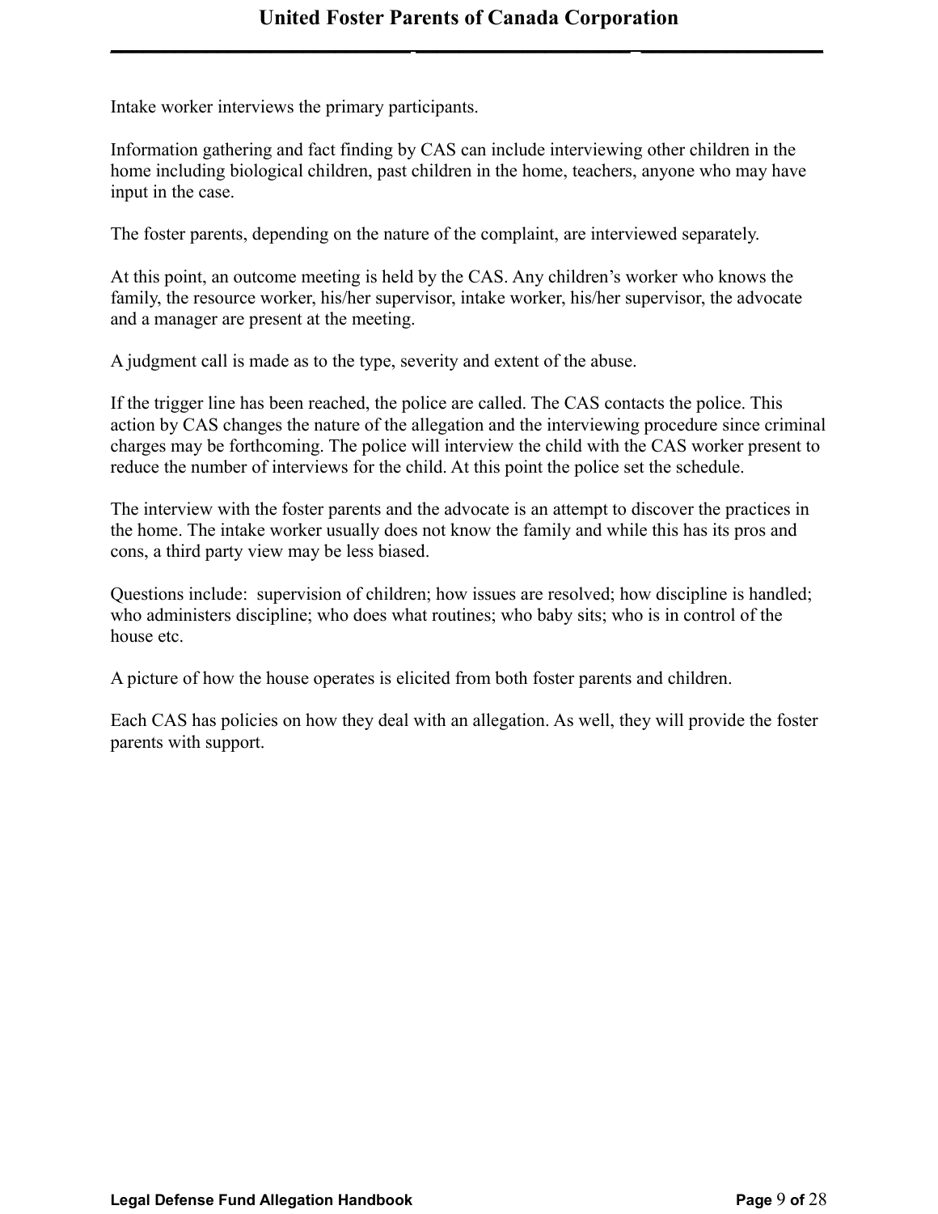Intake worker interviews the primary participants.

Information gathering and fact finding by CAS can include interviewing other children in the home including biological children, past children in the home, teachers, anyone who may have input in the case.

The foster parents, depending on the nature of the complaint, are interviewed separately.

At this point, an outcome meeting is held by the CAS. Any children's worker who knows the family, the resource worker, his/her supervisor, intake worker, his/her supervisor, the advocate and a manager are present at the meeting.

A judgment call is made as to the type, severity and extent of the abuse.

If the trigger line has been reached, the police are called. The CAS contacts the police. This action by CAS changes the nature of the allegation and the interviewing procedure since criminal charges may be forthcoming. The police will interview the child with the CAS worker present to reduce the number of interviews for the child. At this point the police set the schedule.

The interview with the foster parents and the advocate is an attempt to discover the practices in the home. The intake worker usually does not know the family and while this has its pros and cons, a third party view may be less biased.

Questions include: supervision of children; how issues are resolved; how discipline is handled; who administers discipline; who does what routines; who baby sits; who is in control of the house etc.

A picture of how the house operates is elicited from both foster parents and children.

Each CAS has policies on how they deal with an allegation. As well, they will provide the foster parents with support.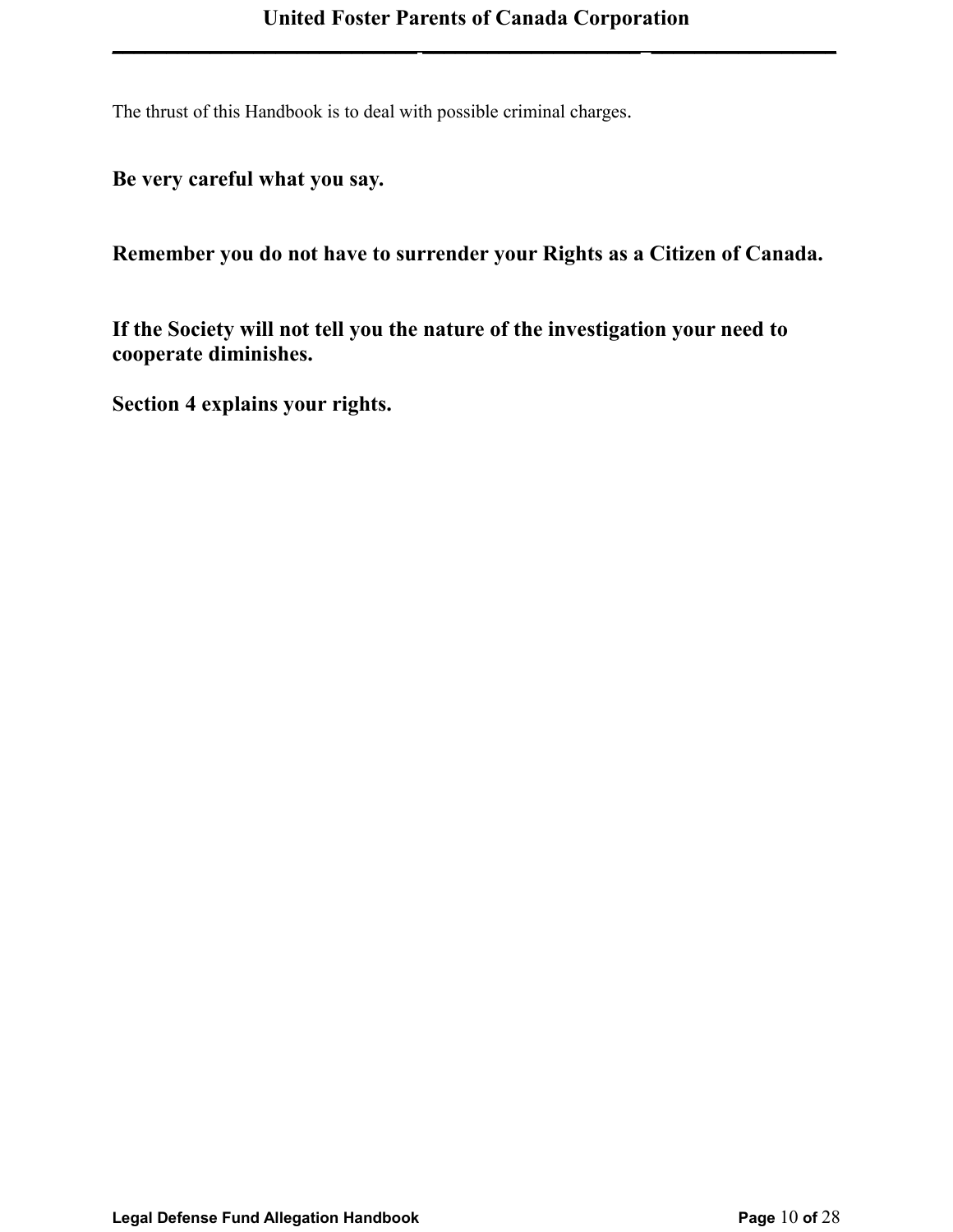The thrust of this Handbook is to deal with possible criminal charges.

**Be very careful what you say.**

**Remember you do not have to surrender your Rights as a Citizen of Canada.**

**If the Society will not tell you the nature of the investigation your need to cooperate diminishes.**

**Section 4 explains your rights.**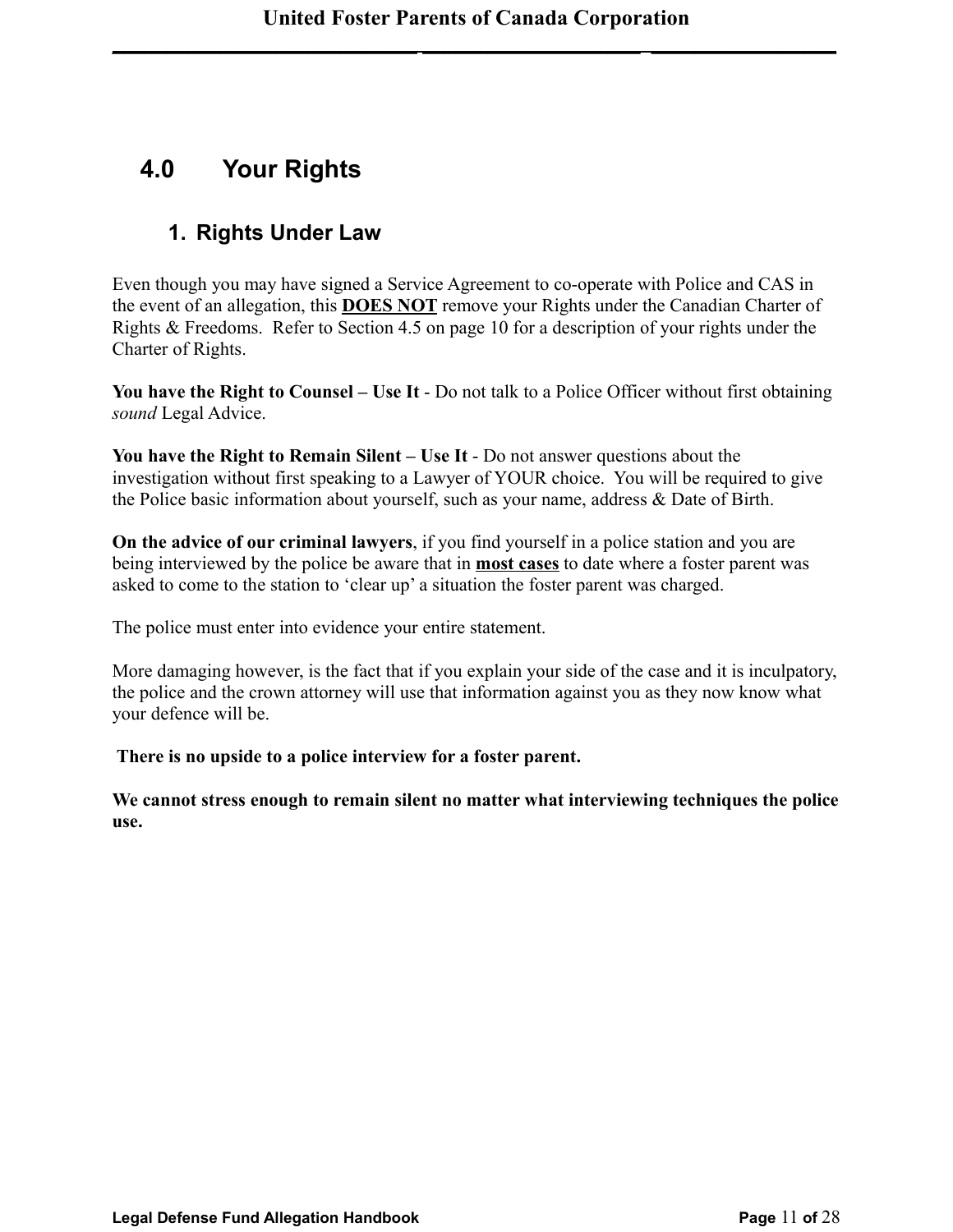## 4.0 Your Rights

### 1. Rights Under Law

Even though you may have signed a Service Agreement to co-operate with Police and CAS in the event of an allegation, this **DOES NOT** remove your Rights under the Canadian Charter of Rights & Freedoms. Refer to Section 4.5 on page 10 for a description of your rights under the Charter of Rights.

**You have the Right to Counsel – Use It** - Do not talk to a Police Officer without first obtaining *sound* Legal Advice.

**You have the Right to Remain Silent – Use It** - Do not answer questions about the investigation without first speaking to a Lawyer of YOUR choice. You will be required to give the Police basic information about yourself, such as your name, address & Date of Birth.

**On the advice of our criminal lawyers**, if you find yourself in a police station and you are being interviewed by the police be aware that in **most cases** to date where a foster parent was asked to come to the station to 'clear up' a situation the foster parent was charged.

The police must enter into evidence your entire statement.

More damaging however, is the fact that if you explain your side of the case and it is inculpatory, the police and the crown attorney will use that information against you as they now know what your defence will be.

**There is no upside to a police interview for a foster parent.**

**We cannot stress enough to remain silent no matter what interviewing techniques the police use.**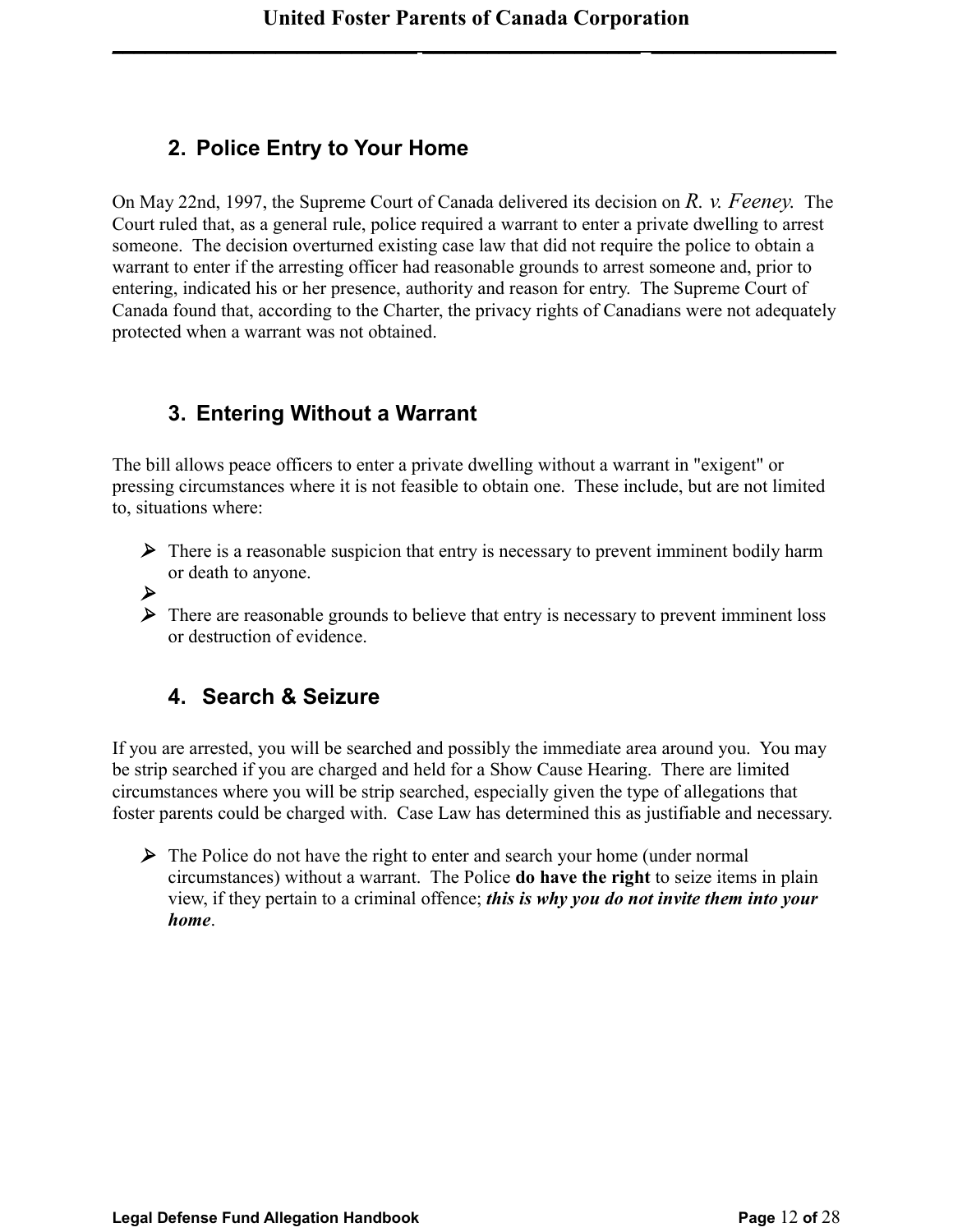## 2. Police Entry to Your Home

On May 22nd, 1997, the Supreme Court of Canada delivered its decision on *R. v. Feeney.* The Court ruled that, as a general rule, police required a warrant to enter a private dwelling to arrest someone. The decision overturned existing case law that did not require the police to obtain a warrant to enter if the arresting officer had reasonable grounds to arrest someone and, prior to entering, indicated his or her presence, authority and reason for entry. The Supreme Court of Canada found that, according to the Charter, the privacy rights of Canadians were not adequately protected when a warrant was not obtained.

## 3. Entering Without a Warrant

The bill allows peace officers to enter a private dwelling without a warrant in "exigent" or pressing circumstances where it is not feasible to obtain one. These include, but are not limited to, situations where:

- There is a reasonable suspicion that entry is necessary to prevent imminent bodily harm or death to anyone.
- There are reasonable grounds to believe that entry is necessary to prevent imminent loss or destruction of evidence.

## 4. Search & Seizure

If you are arrested, you will be searched and possibly the immediate area around you. You may be strip searched if you are charged and held for a Show Cause Hearing. There are limited circumstances where you will be strip searched, especially given the type of allegations that foster parents could be charged with. Case Law has determined this as justifiable and necessary.

- The Police do not have the right to enter and search your home (under normal circumstances) without a warrant. The Police **do have the right** to seize items in plain view, if they pertain to a criminal offence; ***this is why you do not invite them into your home***.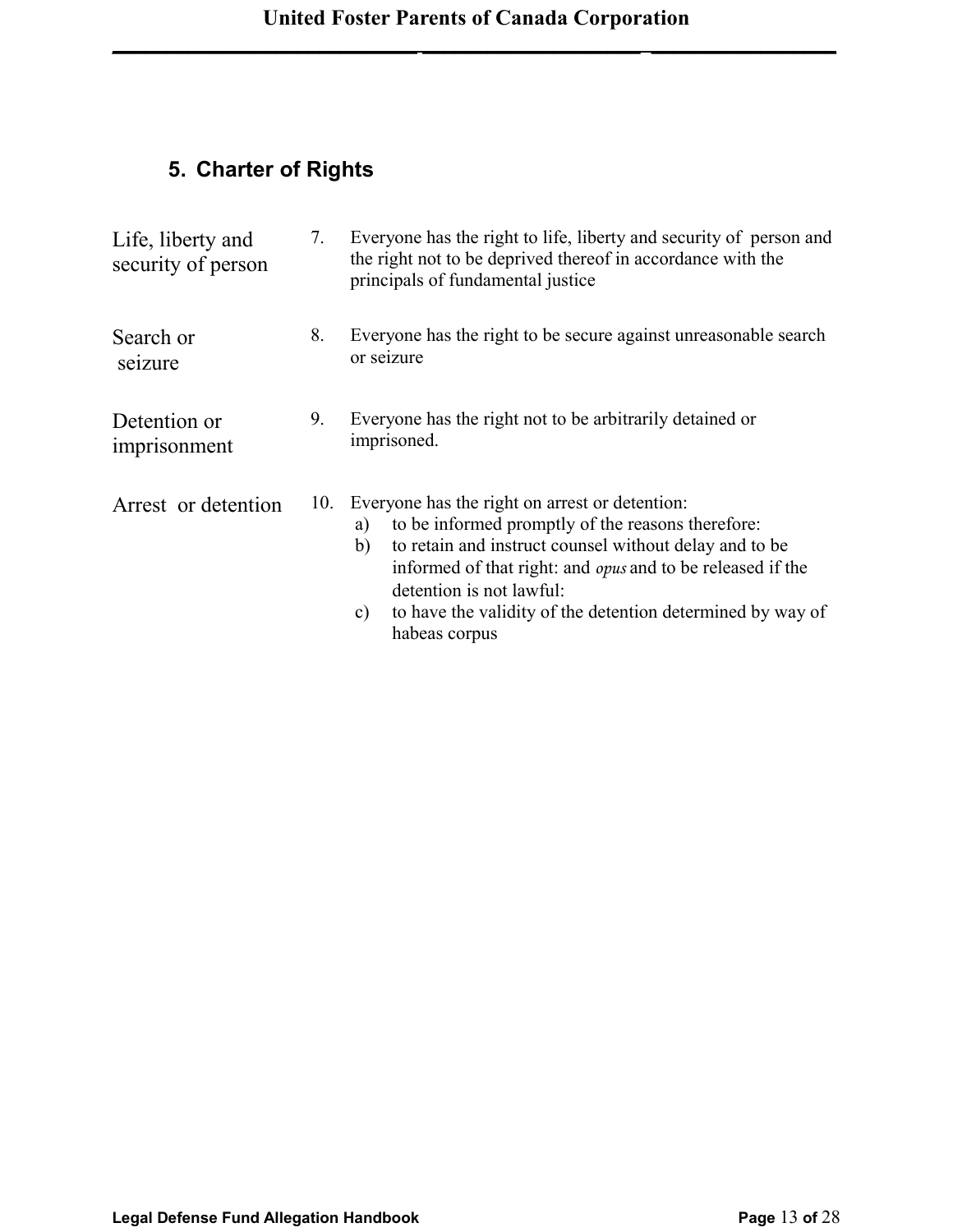## 5. Charter of Rights

| | |
|---|---|
| Life, liberty and security of person | 7. Everyone has the right to life, liberty and security of person and the right not to be deprived thereof in accordance with the principals of fundamental justice |
| Search or seizure | 8. Everyone has the right to be secure against unreasonable search or seizure |
| Detention or imprisonment | 9. Everyone has the right not to be arbitrarily detained or imprisoned. |
| Arrest or detention | 10. Everyone has the right on arrest or detention:<br>a) to be informed promptly of the reasons therefore:<br>b) to retain and instruct counsel without delay and to be informed of that right: and *opus* and to be released if the detention is not lawful:<br>c) to have the validity of the detention determined by way of habeas corpus |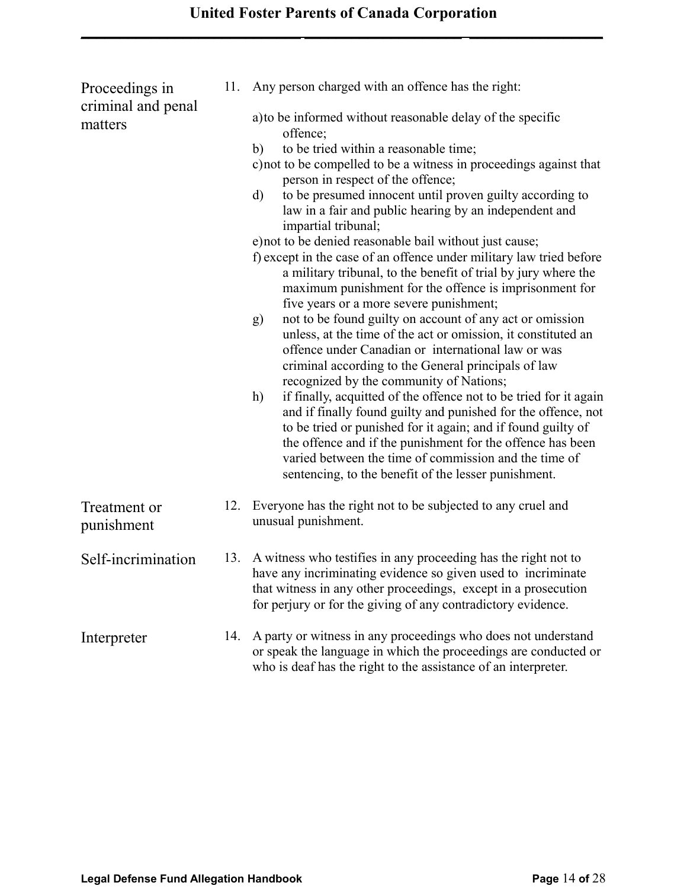**Proceedings in criminal and penal matters**

11. Any person charged with an offence has the right:

 a) to be informed without reasonable delay of the specific offence;
 b) to be tried within a reasonable time;
 c) not to be compelled to be a witness in proceedings against that person in respect of the offence;
 d) to be presumed innocent until proven guilty according to law in a fair and public hearing by an independent and impartial tribunal;
 e) not to be denied reasonable bail without just cause;
 f) except in the case of an offence under military law tried before a military tribunal, to the benefit of trial by jury where the maximum punishment for the offence is imprisonment for five years or a more severe punishment;
 g) not to be found guilty on account of any act or omission unless, at the time of the act or omission, it constituted an offence under Canadian or international law or was criminal according to the General principals of law recognized by the community of Nations;
 h) if finally, acquitted of the offence not to be tried for it again and if finally found guilty and punished for the offence, not to be tried or punished for it again; and if found guilty of the offence and if the punishment for the offence has been varied between the time of commission and the time of sentencing, to the benefit of the lesser punishment.

**Treatment or punishment**

12. Everyone has the right not to be subjected to any cruel and unusual punishment.

**Self-incrimination**

13. A witness who testifies in any proceeding has the right not to have any incriminating evidence so given used to incriminate that witness in any other proceedings, except in a prosecution for perjury or for the giving of any contradictory evidence.

**Interpreter**

14. A party or witness in any proceedings who does not understand or speak the language in which the proceedings are conducted or who is deaf has the right to the assistance of an interpreter.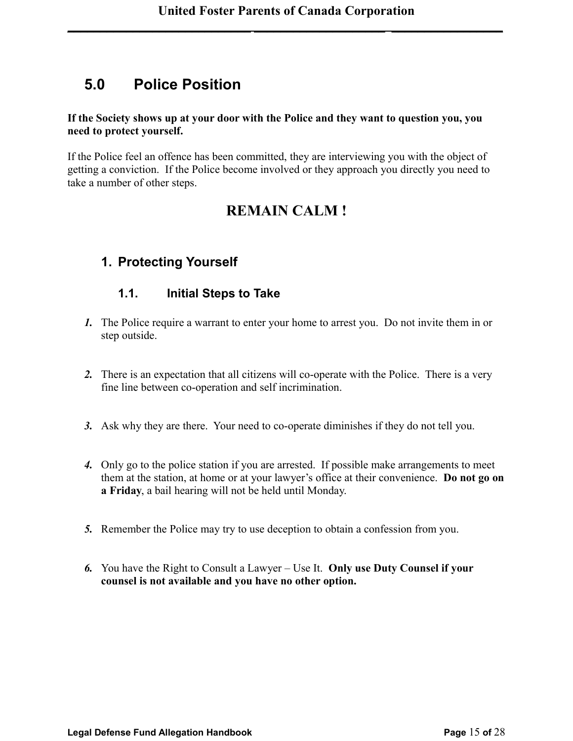## 5.0 Police Position

**If the Society shows up at your door with the Police and they want to question you, you need to protect yourself.**

If the Police feel an offence has been committed, they are interviewing you with the object of getting a conviction. If the Police become involved or they approach you directly you need to take a number of other steps.

**REMAIN CALM !**

### 1. Protecting Yourself

#### 1.1. Initial Steps to Take

1. The Police require a warrant to enter your home to arrest you. Do not invite them in or step outside.

2. There is an expectation that all citizens will co-operate with the Police. There is a very fine line between co-operation and self incrimination.

3. Ask why they are there. Your need to co-operate diminishes if they do not tell you.

4. Only go to the police station if you are arrested. If possible make arrangements to meet them at the station, at home or at your lawyer's office at their convenience. **Do not go on a Friday**, a bail hearing will not be held until Monday.

5. Remember the Police may try to use deception to obtain a confession from you.

6. You have the Right to Consult a Lawyer – Use It. **Only use Duty Counsel if your counsel is not available and you have no other option.**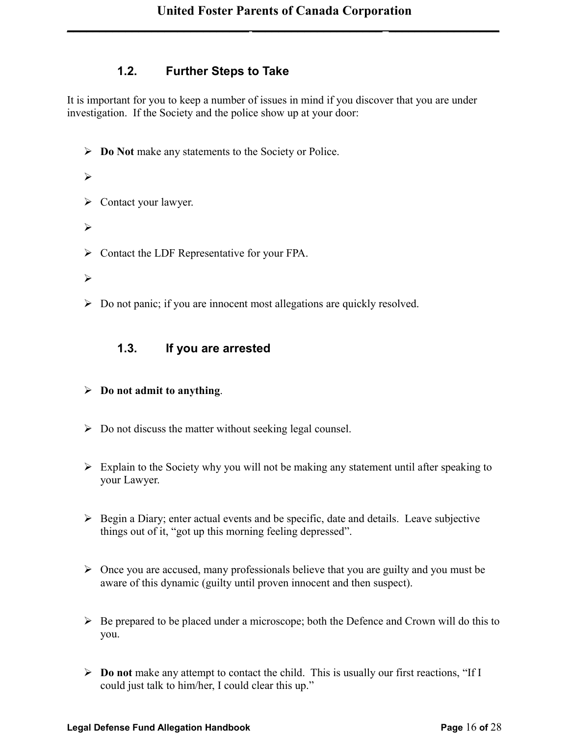### 1.2. Further Steps to Take

It is important for you to keep a number of issues in mind if you discover that you are under investigation. If the Society and the police show up at your door:

- **Do Not** make any statements to the Society or Police.
- Contact your lawyer.
- Contact the LDF Representative for your FPA.
- Do not panic; if you are innocent most allegations are quickly resolved.

### 1.3. If you are arrested

- **Do not admit to anything**.
- Do not discuss the matter without seeking legal counsel.
- Explain to the Society why you will not be making any statement until after speaking to your Lawyer.
- Begin a Diary; enter actual events and be specific, date and details. Leave subjective things out of it, "got up this morning feeling depressed".
- Once you are accused, many professionals believe that you are guilty and you must be aware of this dynamic (guilty until proven innocent and then suspect).
- Be prepared to be placed under a microscope; both the Defence and Crown will do this to you.
- **Do not** make any attempt to contact the child. This is usually our first reactions, "If I could just talk to him/her, I could clear this up."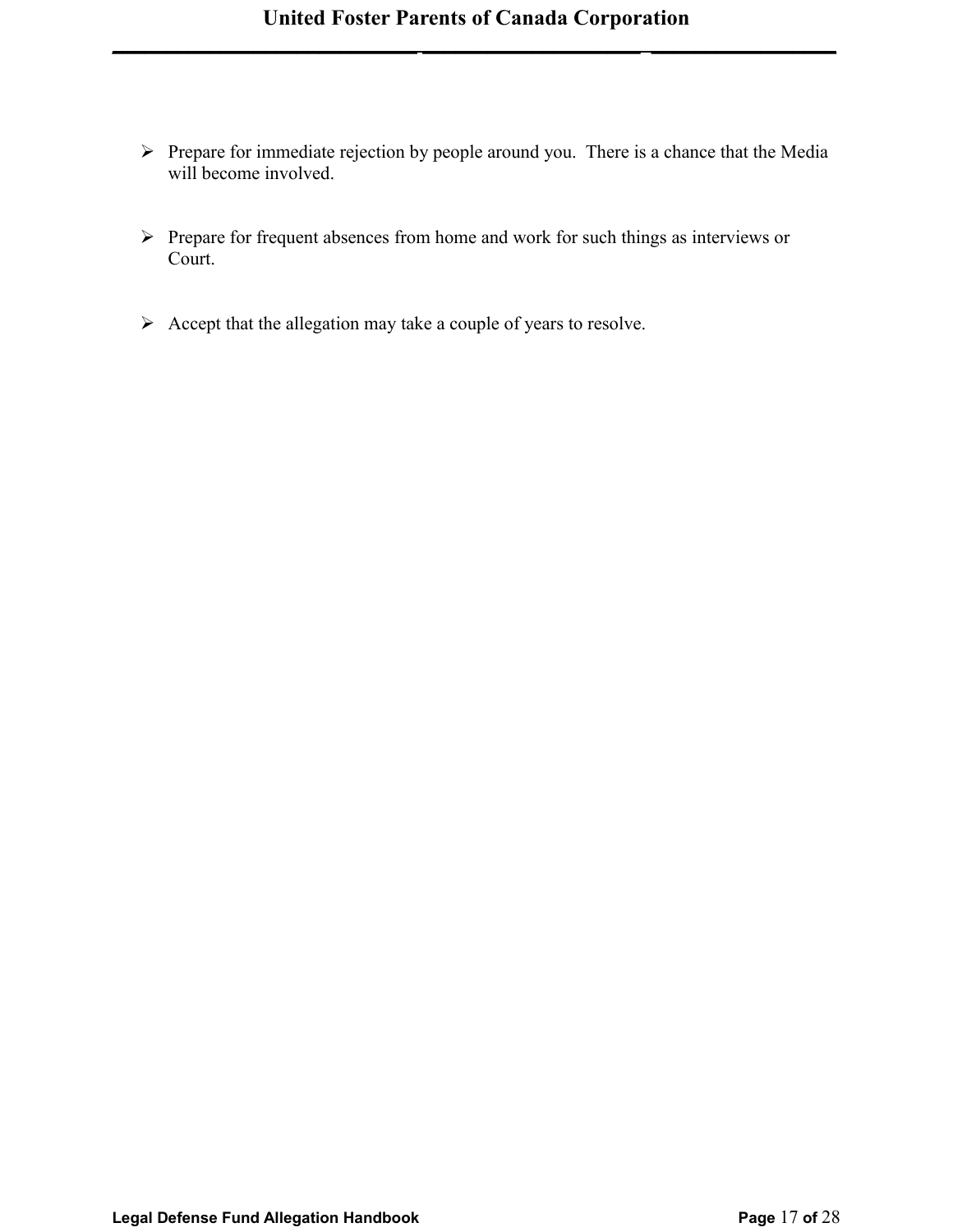- Prepare for immediate rejection by people around you.  There is a chance that the Media will become involved.

- Prepare for frequent absences from home and work for such things as interviews or Court.

- Accept that the allegation may take a couple of years to resolve.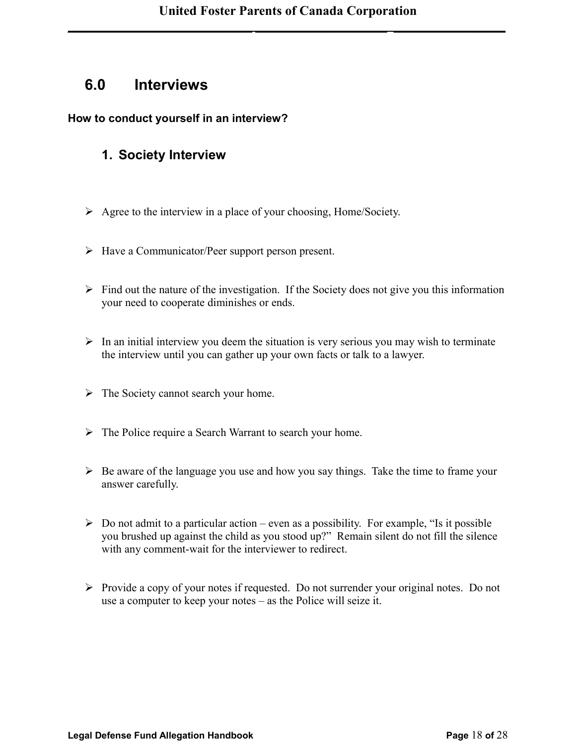## 6.0 Interviews

**How to conduct yourself in an interview?**

### 1. Society Interview

- Agree to the interview in a place of your choosing, Home/Society.
- Have a Communicator/Peer support person present.
- Find out the nature of the investigation. If the Society does not give you this information your need to cooperate diminishes or ends.
- In an initial interview you deem the situation is very serious you may wish to terminate the interview until you can gather up your own facts or talk to a lawyer.
- The Society cannot search your home.
- The Police require a Search Warrant to search your home.
- Be aware of the language you use and how you say things. Take the time to frame your answer carefully.
- Do not admit to a particular action – even as a possibility. For example, "Is it possible you brushed up against the child as you stood up?" Remain silent do not fill the silence with any comment-wait for the interviewer to redirect.
- Provide a copy of your notes if requested. Do not surrender your original notes. Do not use a computer to keep your notes – as the Police will seize it.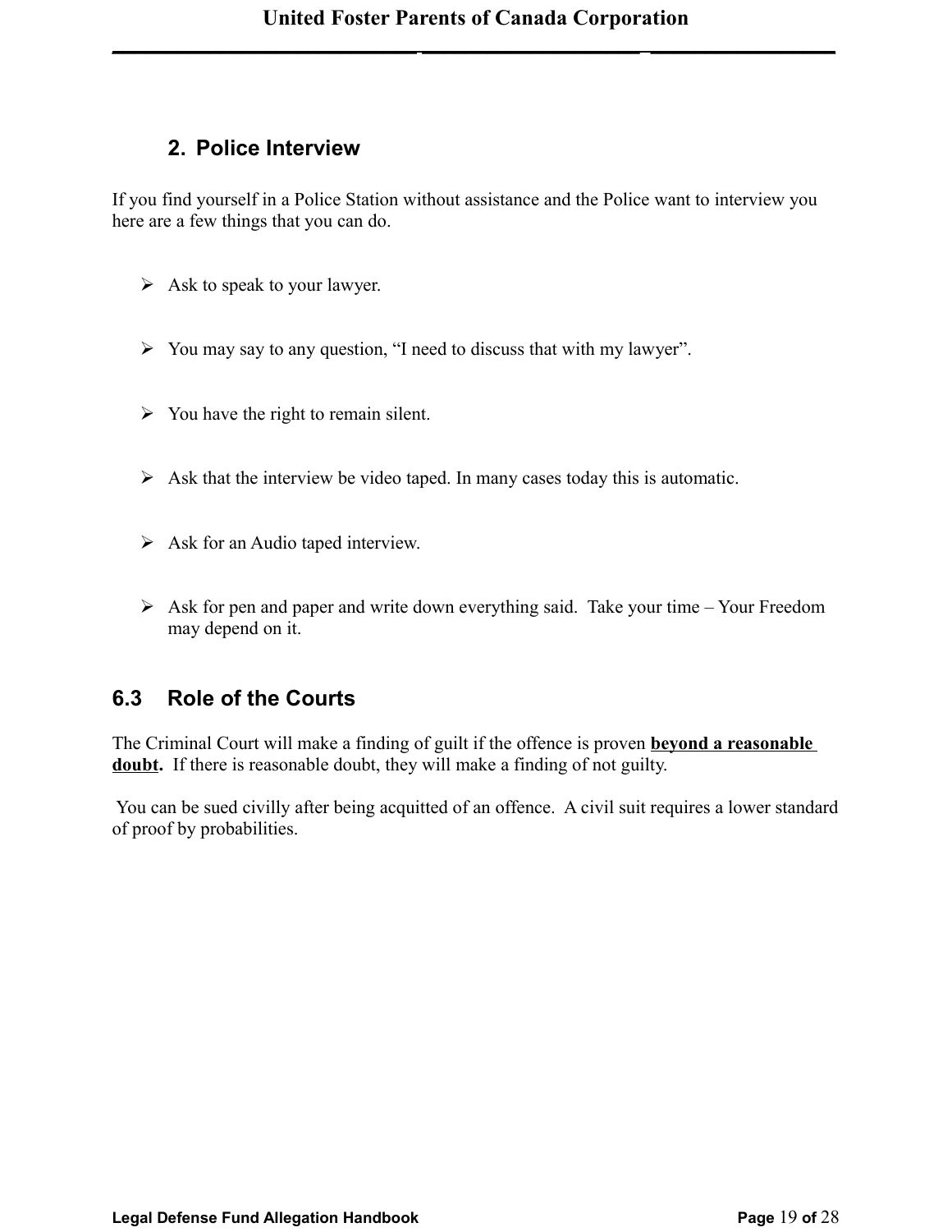## 2. Police Interview

If you find yourself in a Police Station without assistance and the Police want to interview you here are a few things that you can do.

- Ask to speak to your lawyer.
- You may say to any question, “I need to discuss that with my lawyer”.
- You have the right to remain silent.
- Ask that the interview be video taped. In many cases today this is automatic.
- Ask for an Audio taped interview.
- Ask for pen and paper and write down everything said. Take your time – Your Freedom may depend on it.

## 6.3 Role of the Courts

The Criminal Court will make a finding of guilt if the offence is proven **beyond a reasonable doubt**. If there is reasonable doubt, they will make a finding of not guilty.

You can be sued civilly after being acquitted of an offence. A civil suit requires a lower standard of proof by probabilities.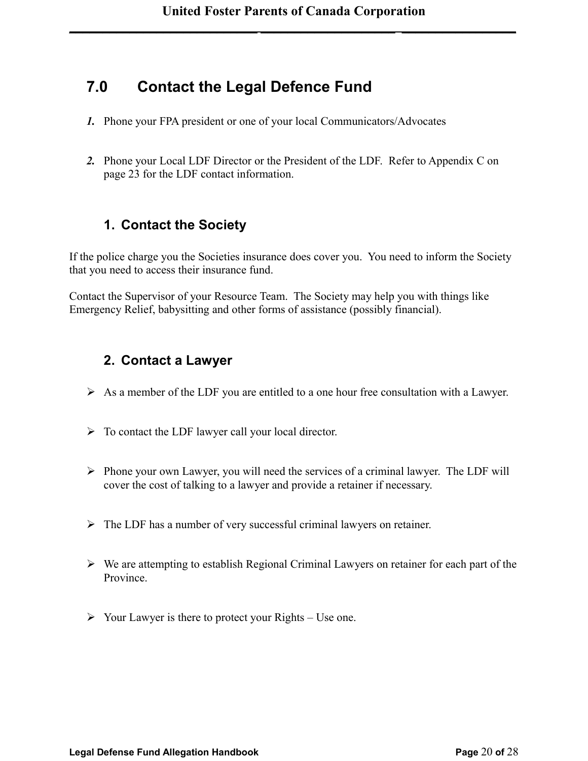## 7.0 Contact the Legal Defence Fund

***1.*** Phone your FPA president or one of your local Communicators/Advocates

***2.*** Phone your Local LDF Director or the President of the LDF. Refer to Appendix C on page 23 for the LDF contact information.

### 1. Contact the Society

If the police charge you the Societies insurance does cover you. You need to inform the Society that you need to access their insurance fund.

Contact the Supervisor of your Resource Team. The Society may help you with things like Emergency Relief, babysitting and other forms of assistance (possibly financial).

### 2. Contact a Lawyer

- As a member of the LDF you are entitled to a one hour free consultation with a Lawyer.
- To contact the LDF lawyer call your local director.
- Phone your own Lawyer, you will need the services of a criminal lawyer. The LDF will cover the cost of talking to a lawyer and provide a retainer if necessary.
- The LDF has a number of very successful criminal lawyers on retainer.
- We are attempting to establish Regional Criminal Lawyers on retainer for each part of the Province.
- Your Lawyer is there to protect your Rights – Use one.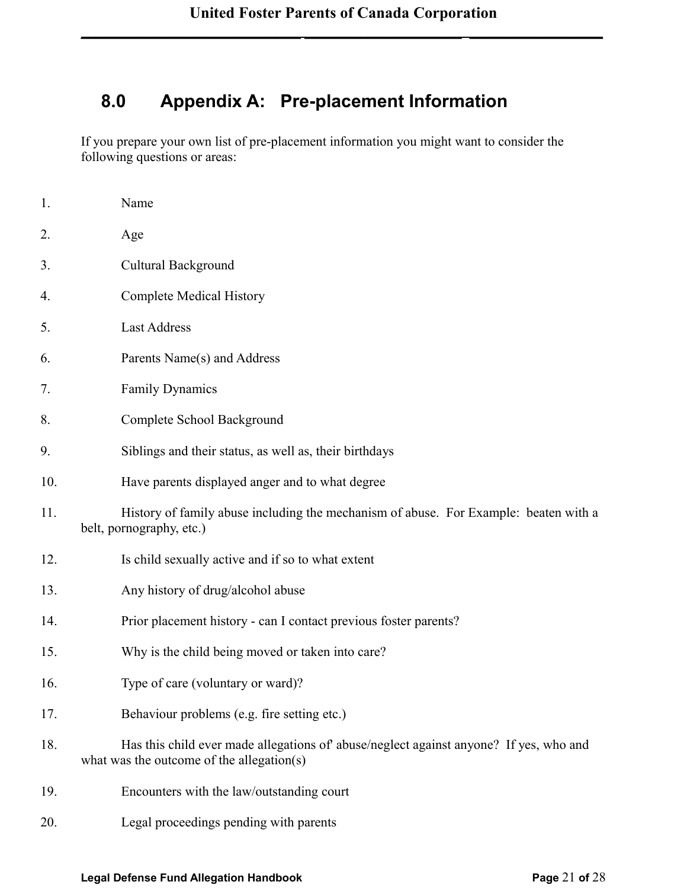## 8.0 Appendix A: Pre-placement Information

If you prepare your own list of pre-placement information you might want to consider the following questions or areas:

1. Name
2. Age
3. Cultural Background
4. Complete Medical History
5. Last Address
6. Parents Name(s) and Address
7. Family Dynamics
8. Complete School Background
9. Siblings and their status, as well as, their birthdays
10. Have parents displayed anger and to what degree
11. History of family abuse including the mechanism of abuse. For Example: beaten with a belt, pornography, etc.)
12. Is child sexually active and if so to what extent
13. Any history of drug/alcohol abuse
14. Prior placement history - can I contact previous foster parents?
15. Why is the child being moved or taken into care?
16. Type of care (voluntary or ward)?
17. Behaviour problems (e.g. fire setting etc.)
18. Has this child ever made allegations of' abuse/neglect against anyone? If yes, who and what was the outcome of the allegation(s)
19. Encounters with the law/outstanding court
20. Legal proceedings pending with parents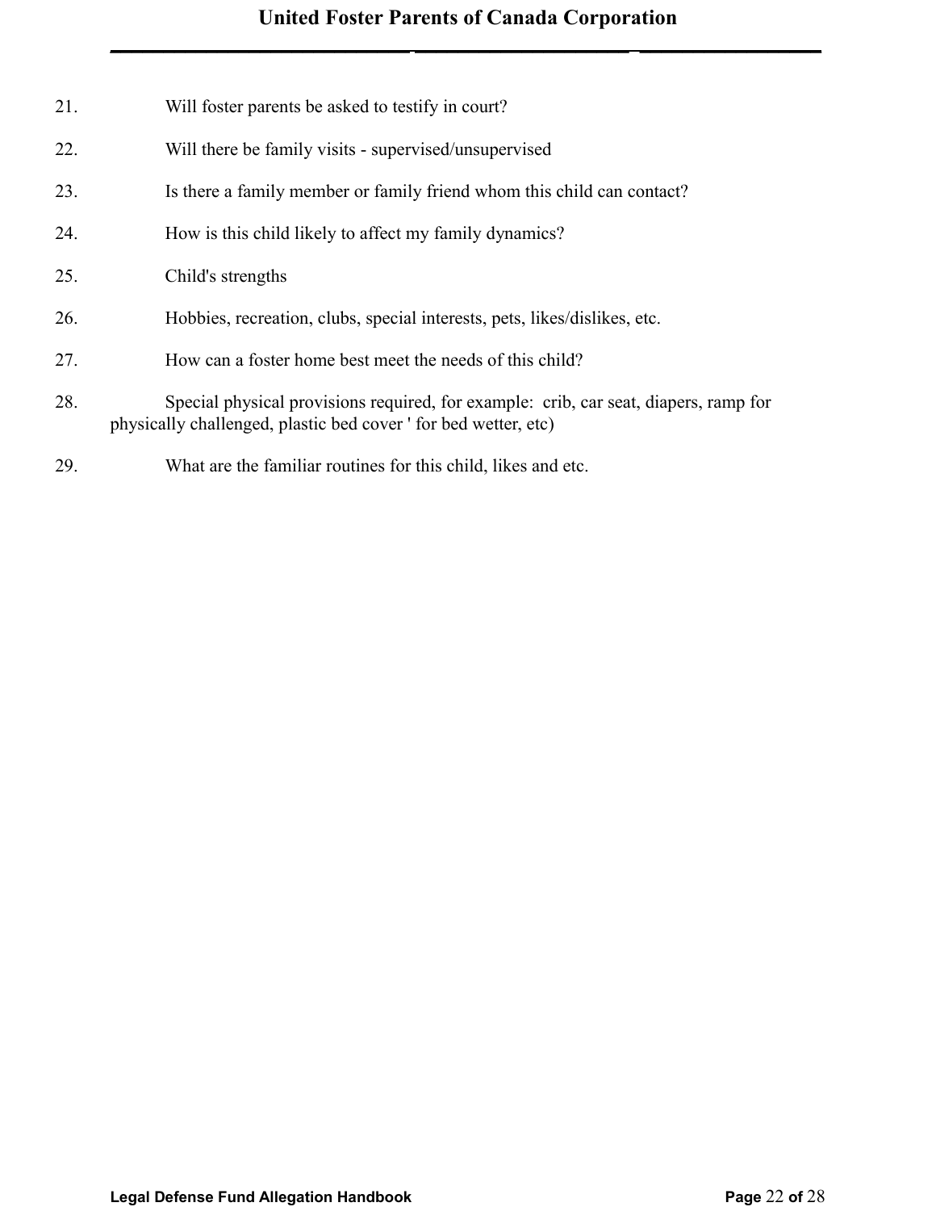21. Will foster parents be asked to testify in court?

22. Will there be family visits - supervised/unsupervised

23. Is there a family member or family friend whom this child can contact?

24. How is this child likely to affect my family dynamics?

25. Child's strengths

26. Hobbies, recreation, clubs, special interests, pets, likes/dislikes, etc.

27. How can a foster home best meet the needs of this child?

28. Special physical provisions required, for example: crib, car seat, diapers, ramp for physically challenged, plastic bed cover ' for bed wetter, etc)

29. What are the familiar routines for this child, likes and etc.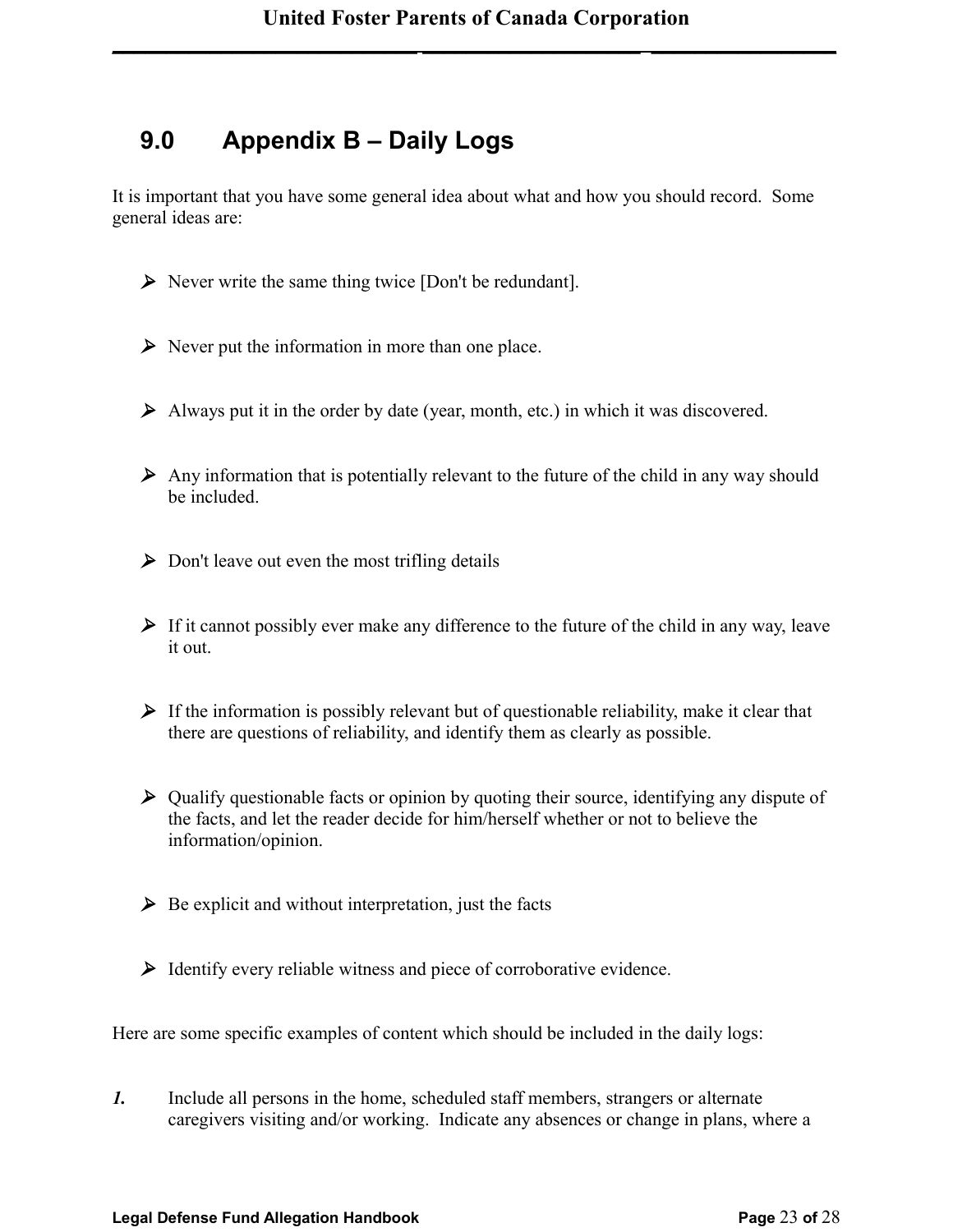## 9.0 Appendix B – Daily Logs

It is important that you have some general idea about what and how you should record. Some general ideas are:

- Never write the same thing twice [Don't be redundant].
- Never put the information in more than one place.
- Always put it in the order by date (year, month, etc.) in which it was discovered.
- Any information that is potentially relevant to the future of the child in any way should be included.
- Don't leave out even the most trifling details
- If it cannot possibly ever make any difference to the future of the child in any way, leave it out.
- If the information is possibly relevant but of questionable reliability, make it clear that there are questions of reliability, and identify them as clearly as possible.
- Qualify questionable facts or opinion by quoting their source, identifying any dispute of the facts, and let the reader decide for him/herself whether or not to believe the information/opinion.
- Be explicit and without interpretation, just the facts
- Identify every reliable witness and piece of corroborative evidence.

Here are some specific examples of content which should be included in the daily logs:

***1.*** Include all persons in the home, scheduled staff members, strangers or alternate caregivers visiting and/or working. Indicate any absences or change in plans, where a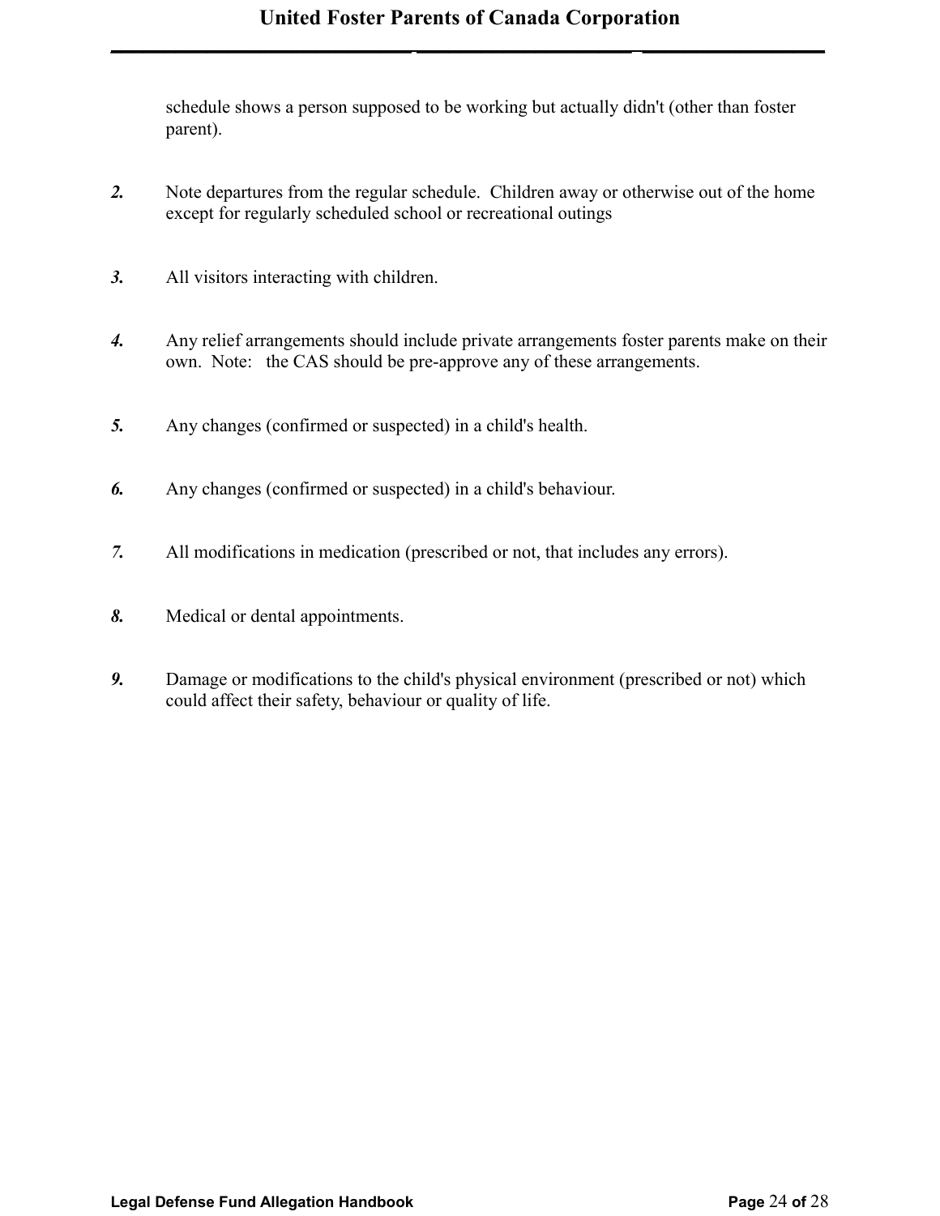schedule shows a person supposed to be working but actually didn't (other than foster parent).

***2.*** Note departures from the regular schedule. Children away or otherwise out of the home except for regularly scheduled school or recreational outings

***3.*** All visitors interacting with children.

***4.*** Any relief arrangements should include private arrangements foster parents make on their own. Note: the CAS should be pre-approve any of these arrangements.

***5.*** Any changes (confirmed or suspected) in a child's health.

***6.*** Any changes (confirmed or suspected) in a child's behaviour.

***7.*** All modifications in medication (prescribed or not, that includes any errors).

***8.*** Medical or dental appointments.

***9.*** Damage or modifications to the child's physical environment (prescribed or not) which could affect their safety, behaviour or quality of life.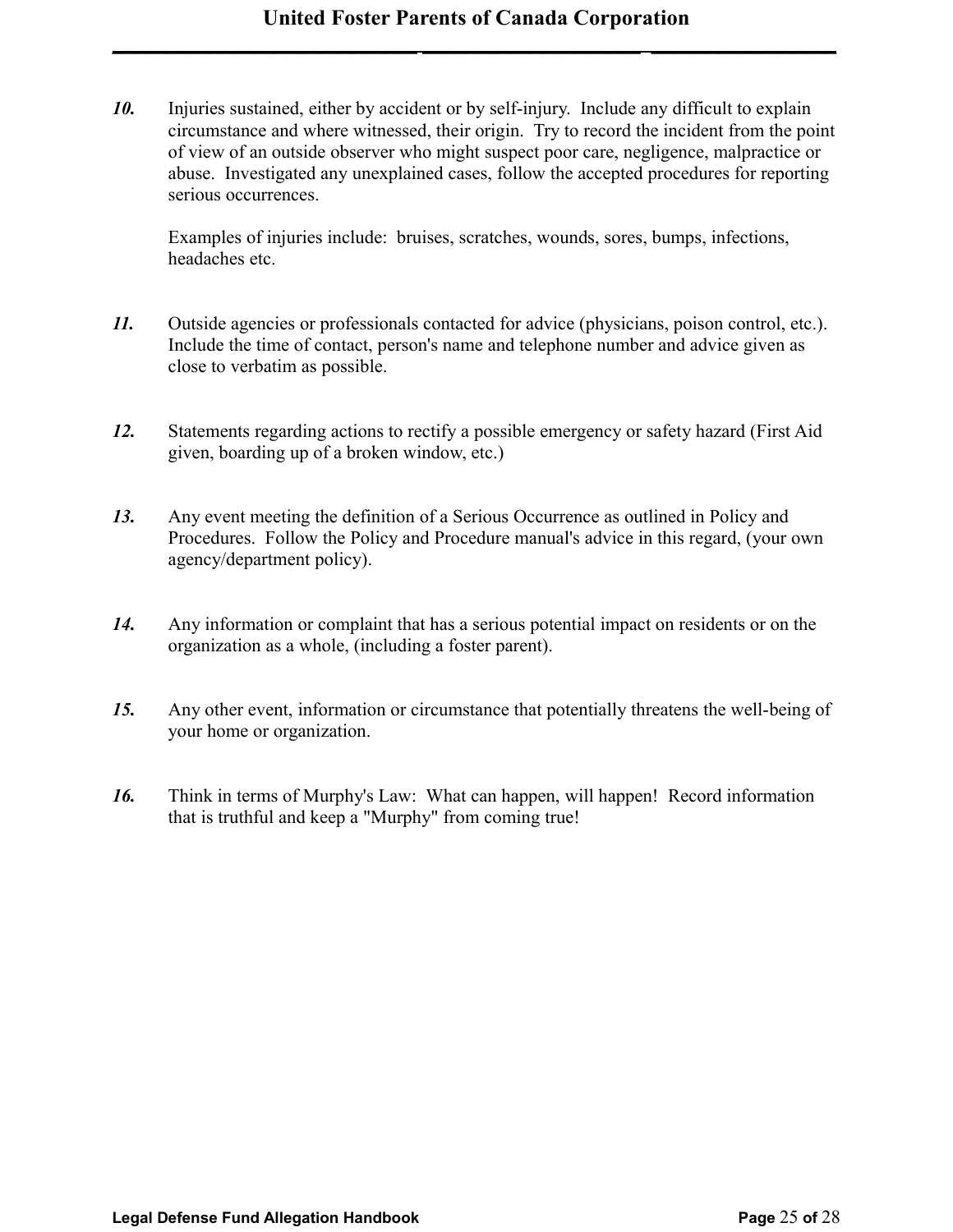***10.*** Injuries sustained, either by accident or by self-injury. Include any difficult to explain circumstance and where witnessed, their origin. Try to record the incident from the point of view of an outside observer who might suspect poor care, negligence, malpractice or abuse. Investigated any unexplained cases, follow the accepted procedures for reporting serious occurrences.

Examples of injuries include: bruises, scratches, wounds, sores, bumps, infections, headaches etc.

***11.*** Outside agencies or professionals contacted for advice (physicians, poison control, etc.). Include the time of contact, person's name and telephone number and advice given as close to verbatim as possible.

***12.*** Statements regarding actions to rectify a possible emergency or safety hazard (First Aid given, boarding up of a broken window, etc.)

***13.*** Any event meeting the definition of a Serious Occurrence as outlined in Policy and Procedures. Follow the Policy and Procedure manual's advice in this regard, (your own agency/department policy).

***14.*** Any information or complaint that has a serious potential impact on residents or on the organization as a whole, (including a foster parent).

***15.*** Any other event, information or circumstance that potentially threatens the well-being of your home or organization.

***16.*** Think in terms of Murphy's Law: What can happen, will happen! Record information that is truthful and keep a "Murphy" from coming true!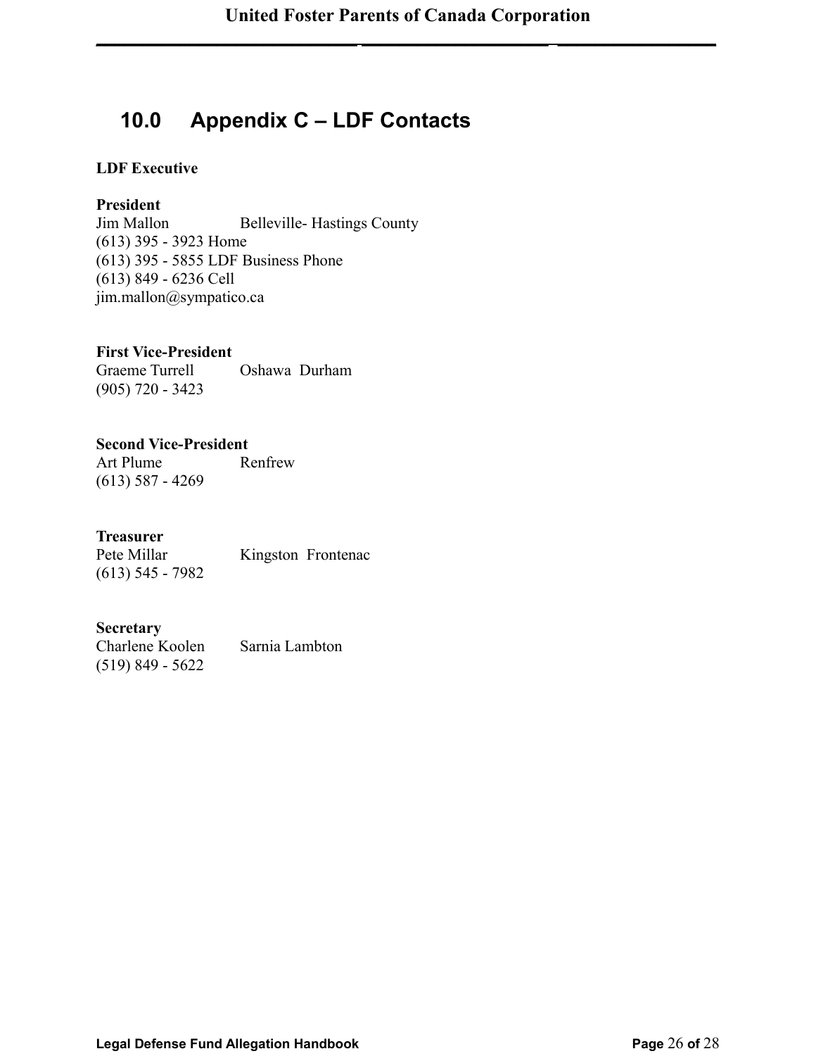## 10.0 Appendix C – LDF Contacts

**LDF Executive**

**President**
Jim Mallon Belleville- Hastings County
(613) 395 - 3923 Home
(613) 395 - 5855 LDF Business Phone
(613) 849 - 6236 Cell
jim.mallon@sympatico.ca

**First Vice-President**
Graeme Turrell Oshawa Durham
(905) 720 - 3423

**Second Vice-President**
Art Plume Renfrew
(613) 587 - 4269

**Treasurer**
Pete Millar Kingston Frontenac
(613) 545 - 7982

**Secretary**
Charlene Koolen Sarnia Lambton
(519) 849 - 5622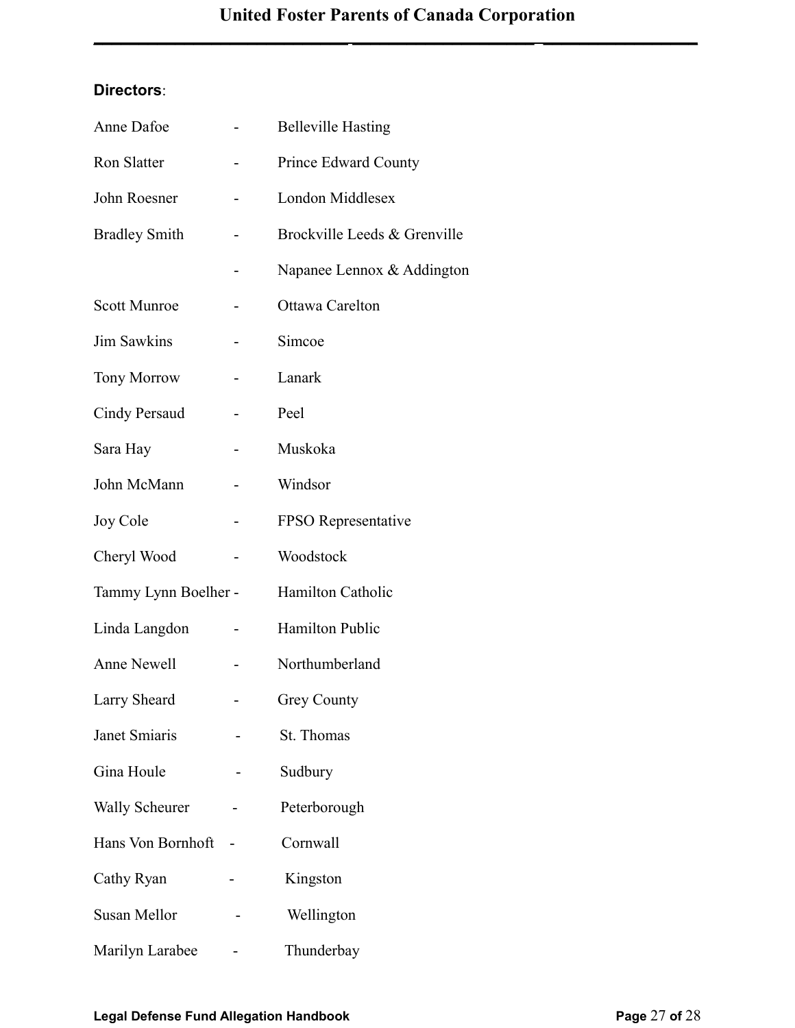**Directors**:

Anne Dafoe - Belleville Hasting

Ron Slatter - Prince Edward County

John Roesner - London Middlesex

Bradley Smith - Brockville Leeds & Grenville

- Napanee Lennox & Addington

Scott Munroe - Ottawa Carelton

Jim Sawkins - Simcoe

Tony Morrow - Lanark

Cindy Persaud - Peel

Sara Hay - Muskoka

John McMann - Windsor

Joy Cole - FPSO Representative

Cheryl Wood - Woodstock

Tammy Lynn Boelher - Hamilton Catholic

Linda Langdon - Hamilton Public

Anne Newell - Northumberland

Larry Sheard - Grey County

Janet Smiaris - St. Thomas

Gina Houle - Sudbury

Wally Scheurer - Peterborough

Hans Von Bornhoft - Cornwall

Cathy Ryan - Kingston

Susan Mellor - Wellington

Marilyn Larabee - Thunderbay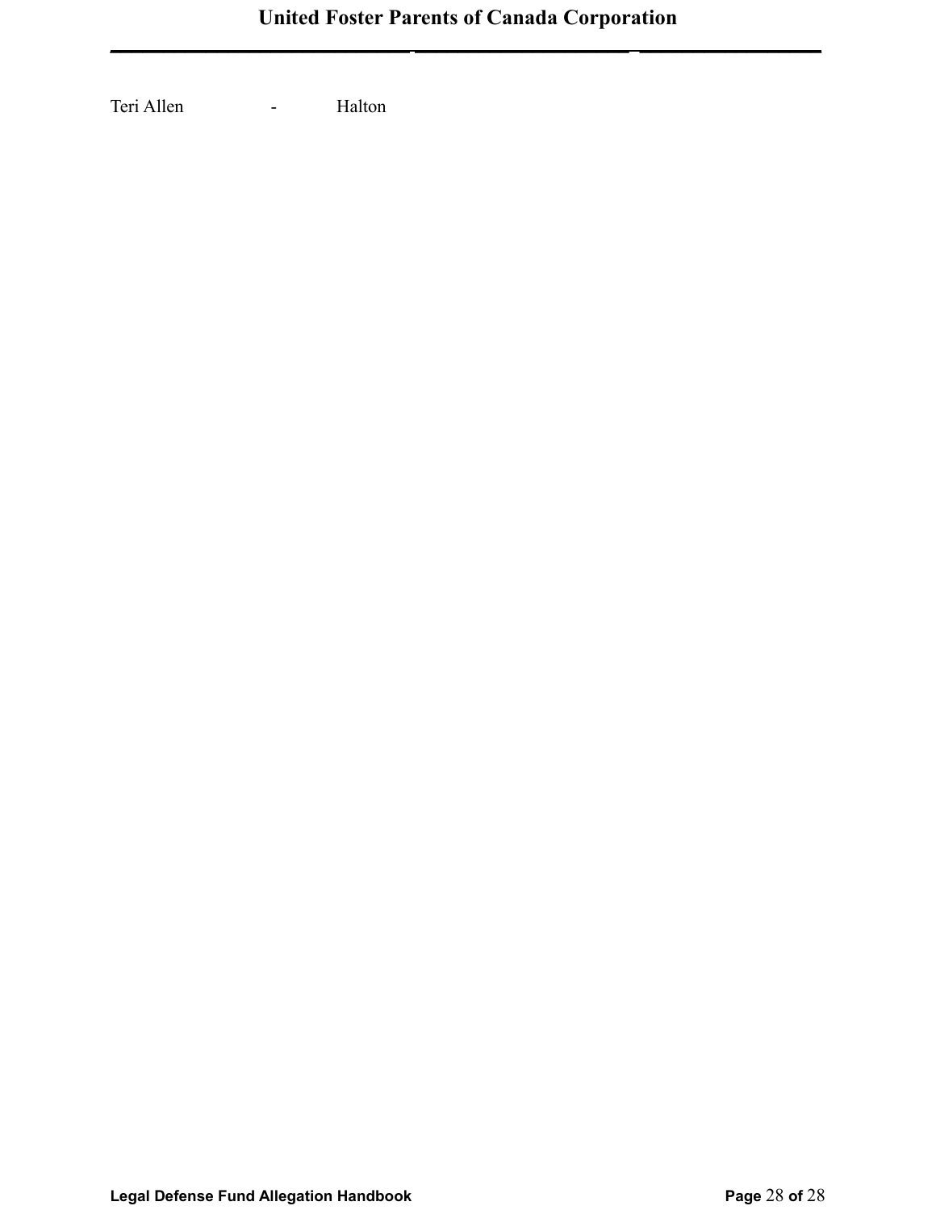Teri Allen - Halton